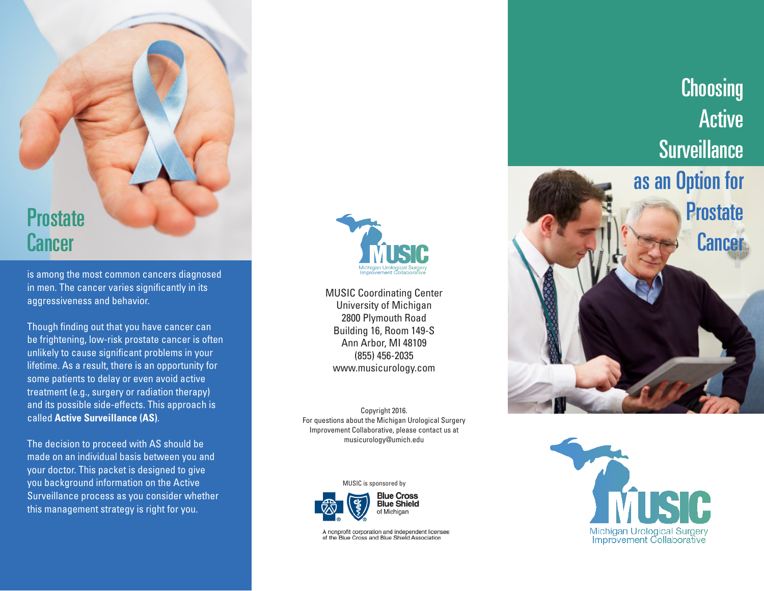# Choosing Active Surveillance as an Option for Prostate Cancer

MUSIC
Michigan Urological Surgery Improvement Collaborative

## Prostate Cancer

is among the most common cancers diagnosed in men. The cancer varies significantly in its aggressiveness and behavior.

Though finding out that you have cancer can be frightening, low-risk prostate cancer is often unlikely to cause significant problems in your lifetime. As a result, there is an opportunity for some patients to delay or even avoid active treatment (e.g., surgery or radiation therapy) and its possible side-effects. This approach is called **Active Surveillance (AS)**.

The decision to proceed with AS should be made on an individual basis between you and your doctor. This packet is designed to give you background information on the Active Surveillance process as you consider whether this management strategy is right for you.

MUSIC
Michigan Urological Surgery Improvement Collaborative

MUSIC Coordinating Center
University of Michigan
2800 Plymouth Road
Building 16, Room 149-S
Ann Arbor, MI 48109
(855) 456-2035
www.musicurology.com

Copyright 2016.
For questions about the Michigan Urological Surgery Improvement Collaborative, please contact us at musicurology@umich.edu

MUSIC is sponsored by

Blue Cross Blue Shield of Michigan

A nonprofit corporation and independent licensee of the Blue Cross and Blue Shield Association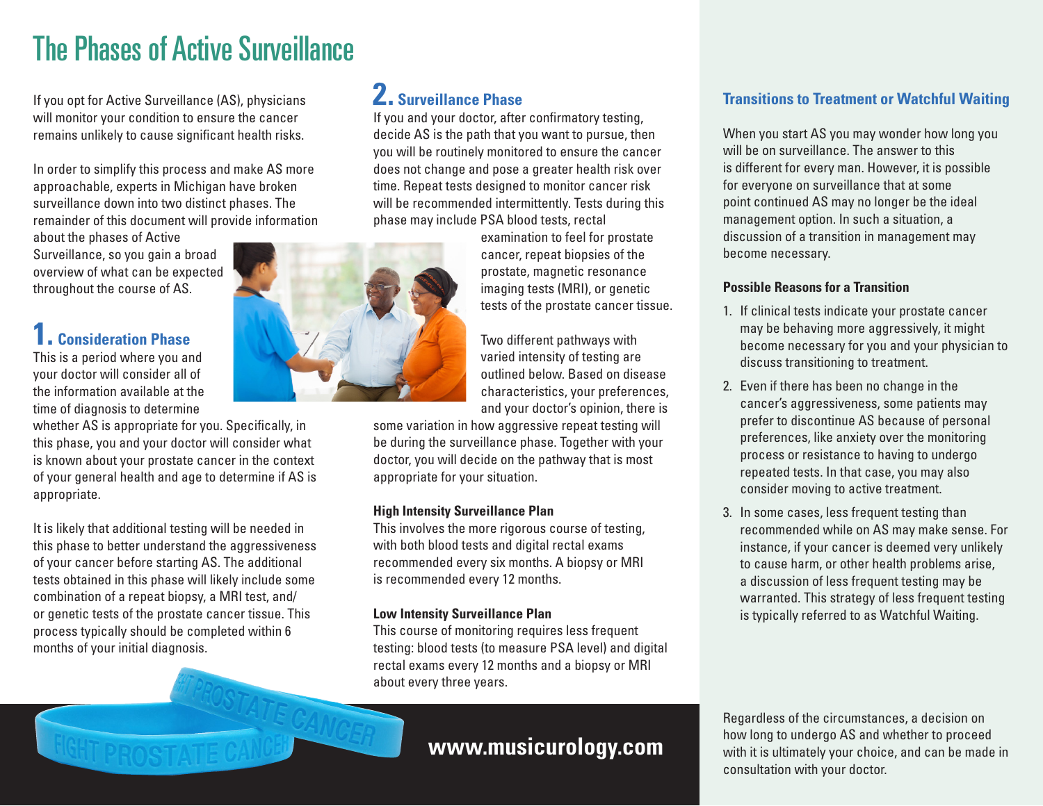# The Phases of Active Surveillance

If you opt for Active Surveillance (AS), physicians will monitor your condition to ensure the cancer remains unlikely to cause significant health risks.

In order to simplify this process and make AS more approachable, experts in Michigan have broken surveillance down into two distinct phases. The remainder of this document will provide information about the phases of Active Surveillance, so you gain a broad overview of what can be expected throughout the course of AS.

## 1. Consideration Phase

This is a period where you and your doctor will consider all of the information available at the time of diagnosis to determine whether AS is appropriate for you. Specifically, in this phase, you and your doctor will consider what is known about your prostate cancer in the context of your general health and age to determine if AS is appropriate.

It is likely that additional testing will be needed in this phase to better understand the aggressiveness of your cancer before starting AS. The additional tests obtained in this phase will likely include some combination of a repeat biopsy, a MRI test, and/or genetic tests of the prostate cancer tissue. This process typically should be completed within 6 months of your initial diagnosis.

## 2. Surveillance Phase

If you and your doctor, after confirmatory testing, decide AS is the path that you want to pursue, then you will be routinely monitored to ensure the cancer does not change and pose a greater health risk over time. Repeat tests designed to monitor cancer risk will be recommended intermittently. Tests during this phase may include PSA blood tests, rectal examination to feel for prostate cancer, repeat biopsies of the prostate, magnetic resonance imaging tests (MRI), or genetic tests of the prostate cancer tissue.

Two different pathways with varied intensity of testing are outlined below. Based on disease characteristics, your preferences, and your doctor's opinion, there is some variation in how aggressive repeat testing will be during the surveillance phase. Together with your doctor, you will decide on the pathway that is most appropriate for your situation.

**High Intensity Surveillance Plan**

This involves the more rigorous course of testing, with both blood tests and digital rectal exams recommended every six months. A biopsy or MRI is recommended every 12 months.

**Low Intensity Surveillance Plan**

This course of monitoring requires less frequent testing: blood tests (to measure PSA level) and digital rectal exams every 12 months and a biopsy or MRI about every three years.

www.musicurology.com

### Transitions to Treatment or Watchful Waiting

When you start AS you may wonder how long you will be on surveillance. The answer to this is different for every man. However, it is possible for everyone on surveillance that at some point continued AS may no longer be the ideal management option. In such a situation, a discussion of a transition in management may become necessary.

**Possible Reasons for a Transition**

1. If clinical tests indicate your prostate cancer may be behaving more aggressively, it might become necessary for you and your physician to discuss transitioning to treatment.
2. Even if there has been no change in the cancer's aggressiveness, some patients may prefer to discontinue AS because of personal preferences, like anxiety over the monitoring process or resistance to having to undergo repeated tests. In that case, you may also consider moving to active treatment.
3. In some cases, less frequent testing than recommended while on AS may make sense. For instance, if your cancer is deemed very unlikely to cause harm, or other health problems arise, a discussion of less frequent testing may be warranted. This strategy of less frequent testing is typically referred to as Watchful Waiting.

Regardless of the circumstances, a decision on how long to undergo AS and whether to proceed with it is ultimately your choice, and can be made in consultation with your doctor.